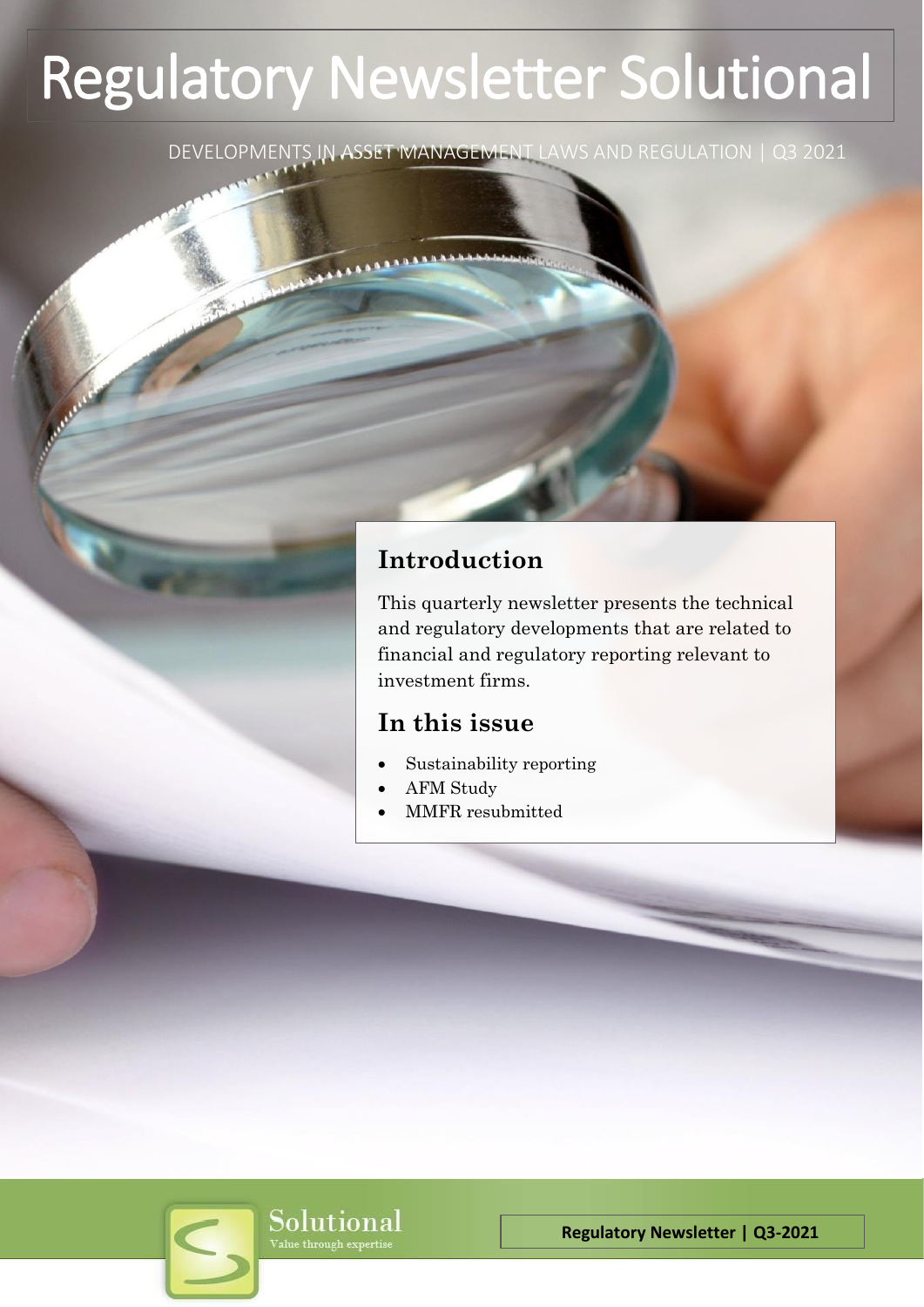# Regulatory Newsletter Solutional

DEVELOPMENTS IN ASSET MANAGEMENT LAWS AND REGULATION | Q3 2021

## Introduction

This quarterly newsletter presents the technical and regulatory developments that are related to financial and regulatory reporting relevant to investment firms.

## In this issue

- Sustainability reporting
- AFM Study
- MMFR resubmitted

Solutional
Value through expertise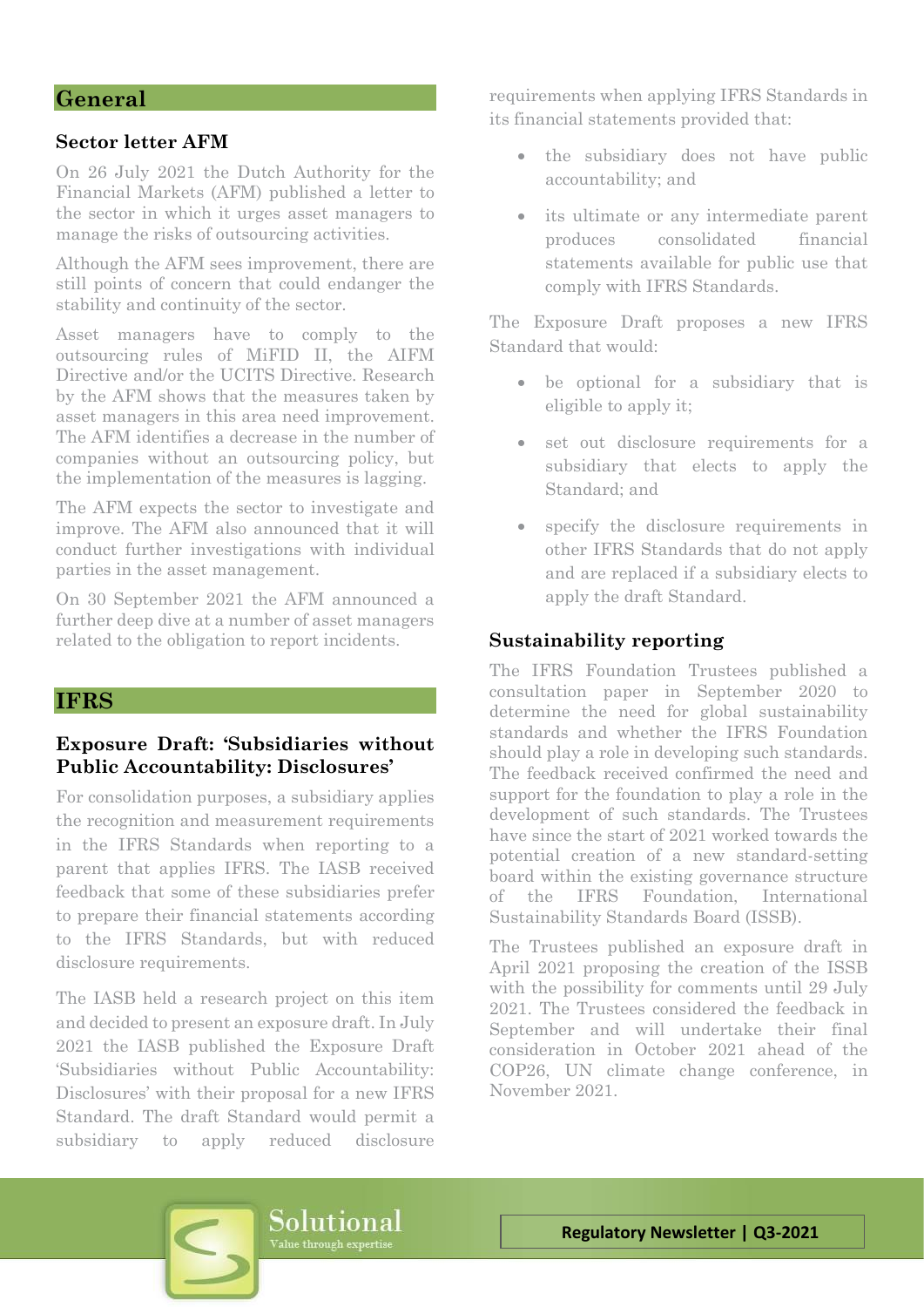## General

### Sector letter AFM

On 26 July 2021 the Dutch Authority for the Financial Markets (AFM) published a letter to the sector in which it urges asset managers to manage the risks of outsourcing activities.

Although the AFM sees improvement, there are still points of concern that could endanger the stability and continuity of the sector.

Asset managers have to comply to the outsourcing rules of MiFID II, the AIFM Directive and/or the UCITS Directive. Research by the AFM shows that the measures taken by asset managers in this area need improvement. The AFM identifies a decrease in the number of companies without an outsourcing policy, but the implementation of the measures is lagging.

The AFM expects the sector to investigate and improve. The AFM also announced that it will conduct further investigations with individual parties in the asset management.

On 30 September 2021 the AFM announced a further deep dive at a number of asset managers related to the obligation to report incidents.

## IFRS

### Exposure Draft: 'Subsidiaries without Public Accountability: Disclosures'

For consolidation purposes, a subsidiary applies the recognition and measurement requirements in the IFRS Standards when reporting to a parent that applies IFRS. The IASB received feedback that some of these subsidiaries prefer to prepare their financial statements according to the IFRS Standards, but with reduced disclosure requirements.

The IASB held a research project on this item and decided to present an exposure draft. In July 2021 the IASB published the Exposure Draft 'Subsidiaries without Public Accountability: Disclosures' with their proposal for a new IFRS Standard. The draft Standard would permit a subsidiary to apply reduced disclosure requirements when applying IFRS Standards in its financial statements provided that:

- the subsidiary does not have public accountability; and
- its ultimate or any intermediate parent produces consolidated financial statements available for public use that comply with IFRS Standards.

The Exposure Draft proposes a new IFRS Standard that would:

- be optional for a subsidiary that is eligible to apply it;
- set out disclosure requirements for a subsidiary that elects to apply the Standard; and
- specify the disclosure requirements in other IFRS Standards that do not apply and are replaced if a subsidiary elects to apply the draft Standard.

### Sustainability reporting

The IFRS Foundation Trustees published a consultation paper in September 2020 to determine the need for global sustainability standards and whether the IFRS Foundation should play a role in developing such standards. The feedback received confirmed the need and support for the foundation to play a role in the development of such standards. The Trustees have since the start of 2021 worked towards the potential creation of a new standard-setting board within the existing governance structure of the IFRS Foundation, International Sustainability Standards Board (ISSB).

The Trustees published an exposure draft in April 2021 proposing the creation of the ISSB with the possibility for comments until 29 July 2021. The Trustees considered the feedback in September and will undertake their final consideration in October 2021 ahead of the COP26, UN climate change conference, in November 2021.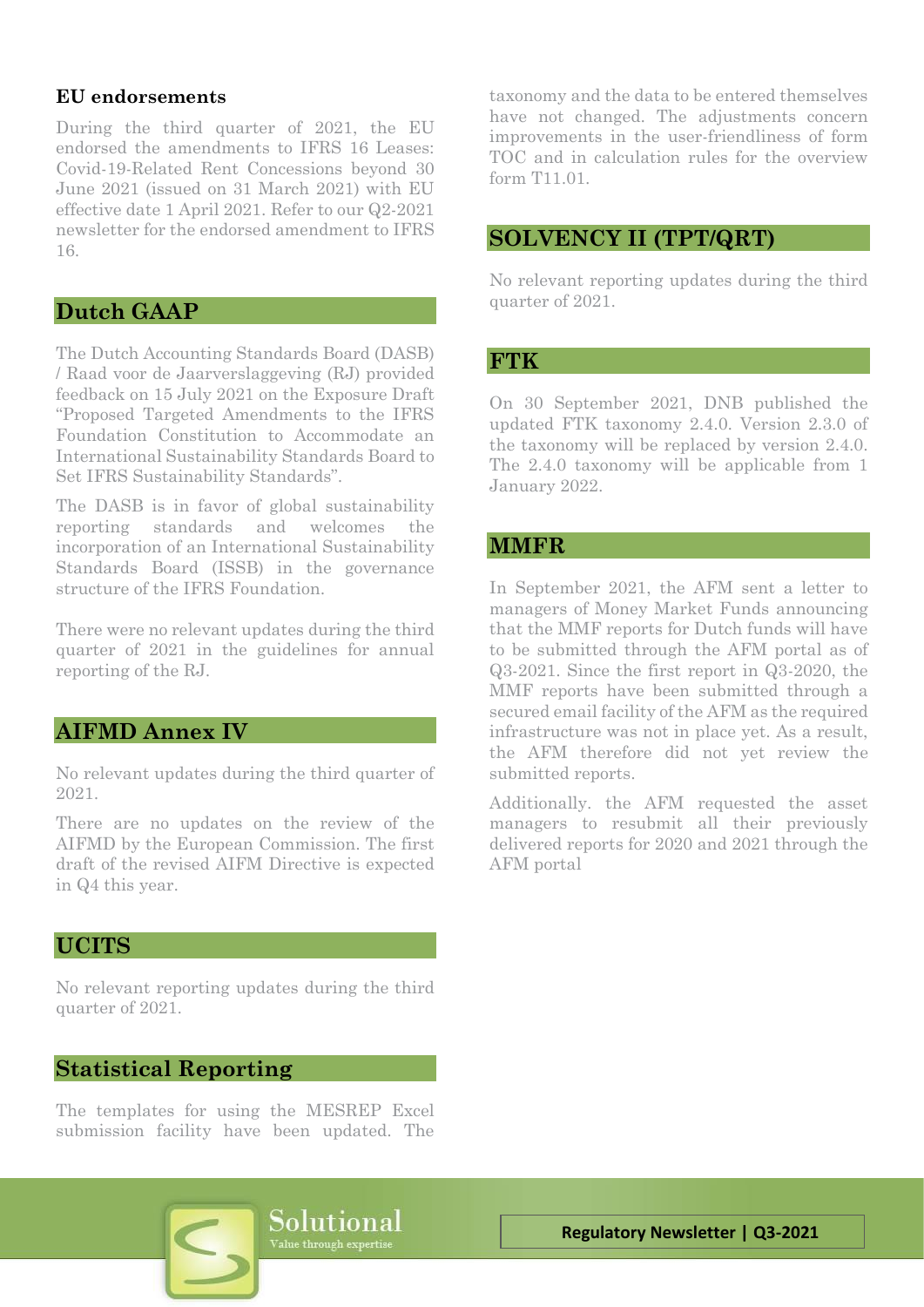### EU endorsements

During the third quarter of 2021, the EU endorsed the amendments to IFRS 16 Leases: Covid-19-Related Rent Concessions beyond 30 June 2021 (issued on 31 March 2021) with EU effective date 1 April 2021. Refer to our Q2-2021 newsletter for the endorsed amendment to IFRS 16.

## Dutch GAAP

The Dutch Accounting Standards Board (DASB) / Raad voor de Jaarverslaggeving (RJ) provided feedback on 15 July 2021 on the Exposure Draft "Proposed Targeted Amendments to the IFRS Foundation Constitution to Accommodate an International Sustainability Standards Board to Set IFRS Sustainability Standards".

The DASB is in favor of global sustainability reporting standards and welcomes the incorporation of an International Sustainability Standards Board (ISSB) in the governance structure of the IFRS Foundation.

There were no relevant updates during the third quarter of 2021 in the guidelines for annual reporting of the RJ.

## AIFMD Annex IV

No relevant updates during the third quarter of 2021.

There are no updates on the review of the AIFMD by the European Commission. The first draft of the revised AIFM Directive is expected in Q4 this year.

## UCITS

No relevant reporting updates during the third quarter of 2021.

## Statistical Reporting

The templates for using the MESREP Excel submission facility have been updated. The taxonomy and the data to be entered themselves have not changed. The adjustments concern improvements in the user-friendliness of form TOC and in calculation rules for the overview form T11.01.

## SOLVENCY II (TPT/QRT)

No relevant reporting updates during the third quarter of 2021.

## FTK

On 30 September 2021, DNB published the updated FTK taxonomy 2.4.0. Version 2.3.0 of the taxonomy will be replaced by version 2.4.0. The 2.4.0 taxonomy will be applicable from 1 January 2022.

## MMFR

In September 2021, the AFM sent a letter to managers of Money Market Funds announcing that the MMF reports for Dutch funds will have to be submitted through the AFM portal as of Q3-2021. Since the first report in Q3-2020, the MMF reports have been submitted through a secured email facility of the AFM as the required infrastructure was not in place yet. As a result, the AFM therefore did not yet review the submitted reports.

Additionally. the AFM requested the asset managers to resubmit all their previously delivered reports for 2020 and 2021 through the AFM portal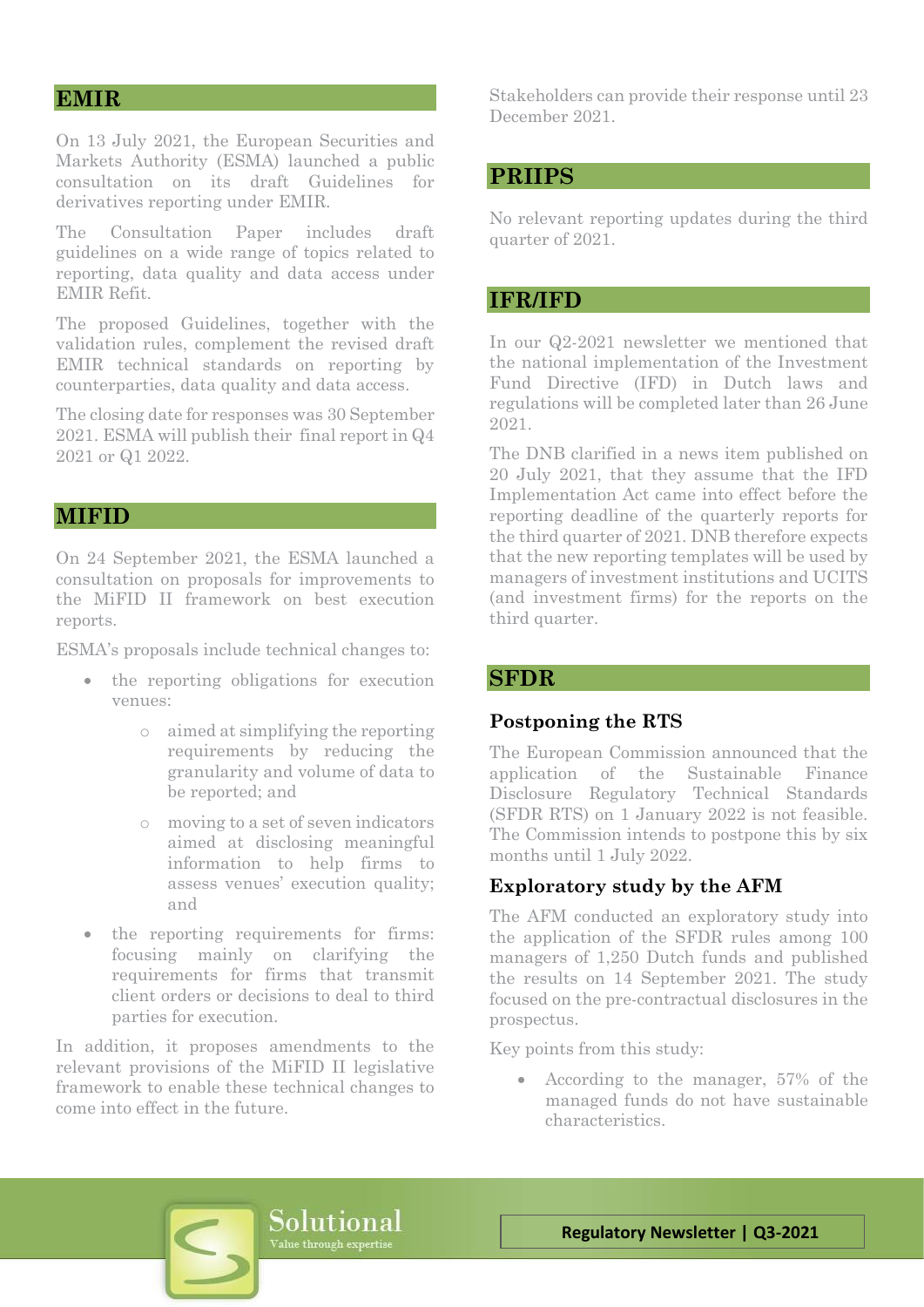## EMIR

On 13 July 2021, the European Securities and Markets Authority (ESMA) launched a public consultation on its draft Guidelines for derivatives reporting under EMIR.

The Consultation Paper includes draft guidelines on a wide range of topics related to reporting, data quality and data access under EMIR Refit.

The proposed Guidelines, together with the validation rules, complement the revised draft EMIR technical standards on reporting by counterparties, data quality and data access.

The closing date for responses was 30 September 2021. ESMA will publish their final report in Q4 2021 or Q1 2022.

## MIFID

On 24 September 2021, the ESMA launched a consultation on proposals for improvements to the MiFID II framework on best execution reports.

ESMA's proposals include technical changes to:

- the reporting obligations for execution venues:
  - aimed at simplifying the reporting requirements by reducing the granularity and volume of data to be reported; and
  - moving to a set of seven indicators aimed at disclosing meaningful information to help firms to assess venues' execution quality; and
- the reporting requirements for firms: focusing mainly on clarifying the requirements for firms that transmit client orders or decisions to deal to third parties for execution.

In addition, it proposes amendments to the relevant provisions of the MiFID II legislative framework to enable these technical changes to come into effect in the future.

Stakeholders can provide their response until 23 December 2021.

## PRIIPS

No relevant reporting updates during the third quarter of 2021.

## IFR/IFD

In our Q2-2021 newsletter we mentioned that the national implementation of the Investment Fund Directive (IFD) in Dutch laws and regulations will be completed later than 26 June 2021.

The DNB clarified in a news item published on 20 July 2021, that they assume that the IFD Implementation Act came into effect before the reporting deadline of the quarterly reports for the third quarter of 2021. DNB therefore expects that the new reporting templates will be used by managers of investment institutions and UCITS (and investment firms) for the reports on the third quarter.

## SFDR

### Postponing the RTS

The European Commission announced that the application of the Sustainable Finance Disclosure Regulatory Technical Standards (SFDR RTS) on 1 January 2022 is not feasible. The Commission intends to postpone this by six months until 1 July 2022.

### Exploratory study by the AFM

The AFM conducted an exploratory study into the application of the SFDR rules among 100 managers of 1,250 Dutch funds and published the results on 14 September 2021. The study focused on the pre-contractual disclosures in the prospectus.

Key points from this study:

- According to the manager, 57% of the managed funds do not have sustainable characteristics.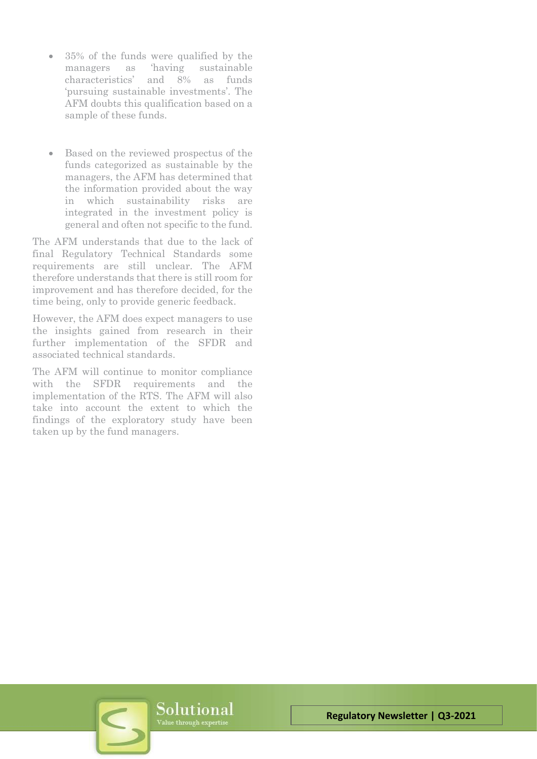- 35% of the funds were qualified by the managers as 'having sustainable characteristics' and 8% as funds 'pursuing sustainable investments'. The AFM doubts this qualification based on a sample of these funds.

- Based on the reviewed prospectus of the funds categorized as sustainable by the managers, the AFM has determined that the information provided about the way in which sustainability risks are integrated in the investment policy is general and often not specific to the fund.

The AFM understands that due to the lack of final Regulatory Technical Standards some requirements are still unclear. The AFM therefore understands that there is still room for improvement and has therefore decided, for the time being, only to provide generic feedback.

However, the AFM does expect managers to use the insights gained from research in their further implementation of the SFDR and associated technical standards.

The AFM will continue to monitor compliance with the SFDR requirements and the implementation of the RTS. The AFM will also take into account the extent to which the findings of the exploratory study have been taken up by the fund managers.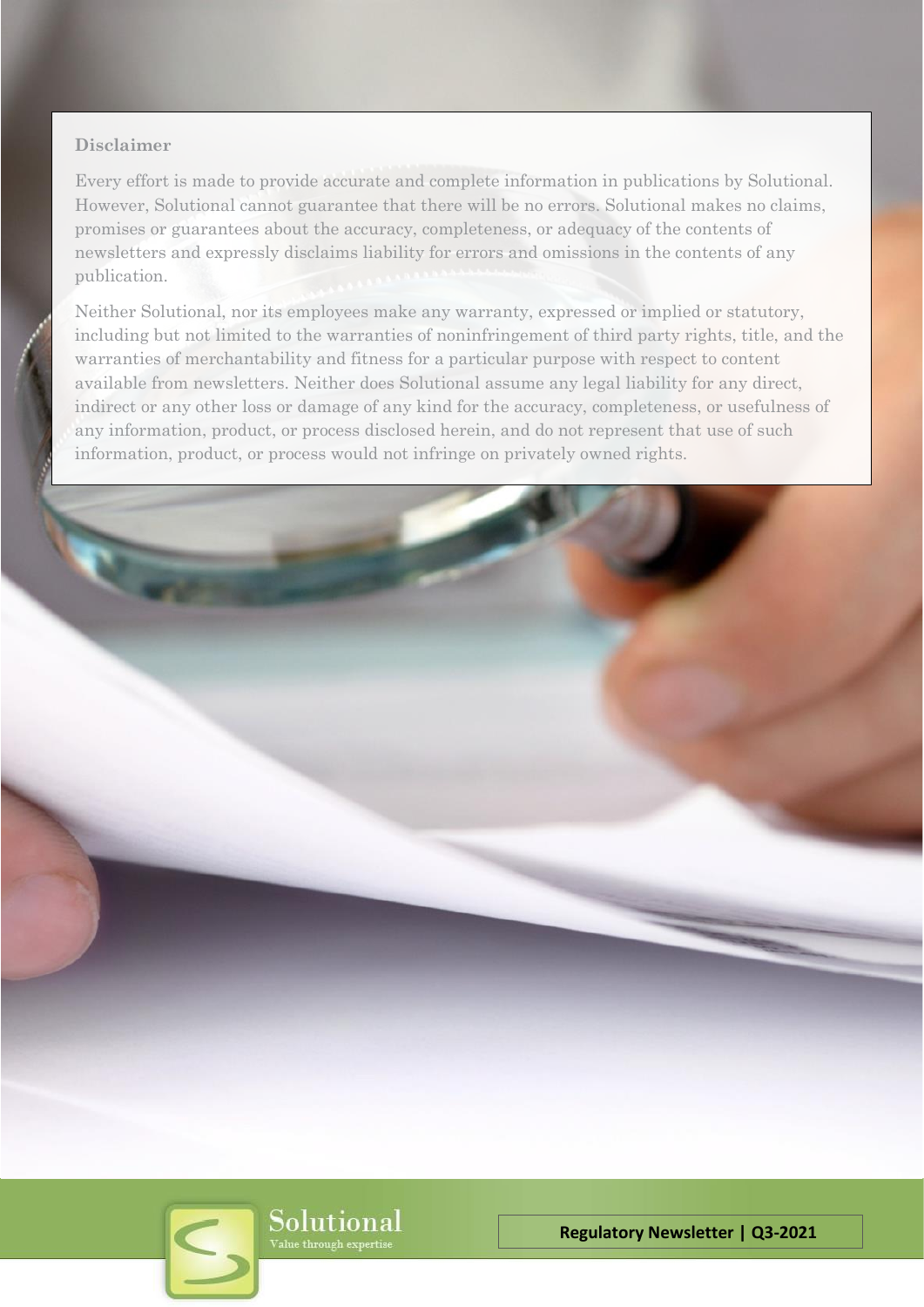**Disclaimer**

Every effort is made to provide accurate and complete information in publications by Solutional. However, Solutional cannot guarantee that there will be no errors. Solutional makes no claims, promises or guarantees about the accuracy, completeness, or adequacy of the contents of newsletters and expressly disclaims liability for errors and omissions in the contents of any publication.

Neither Solutional, nor its employees make any warranty, expressed or implied or statutory, including but not limited to the warranties of noninfringement of third party rights, title, and the warranties of merchantability and fitness for a particular purpose with respect to content available from newsletters. Neither does Solutional assume any legal liability for any direct, indirect or any other loss or damage of any kind for the accuracy, completeness, or usefulness of any information, product, or process disclosed herein, and do not represent that use of such information, product, or process would not infringe on privately owned rights.